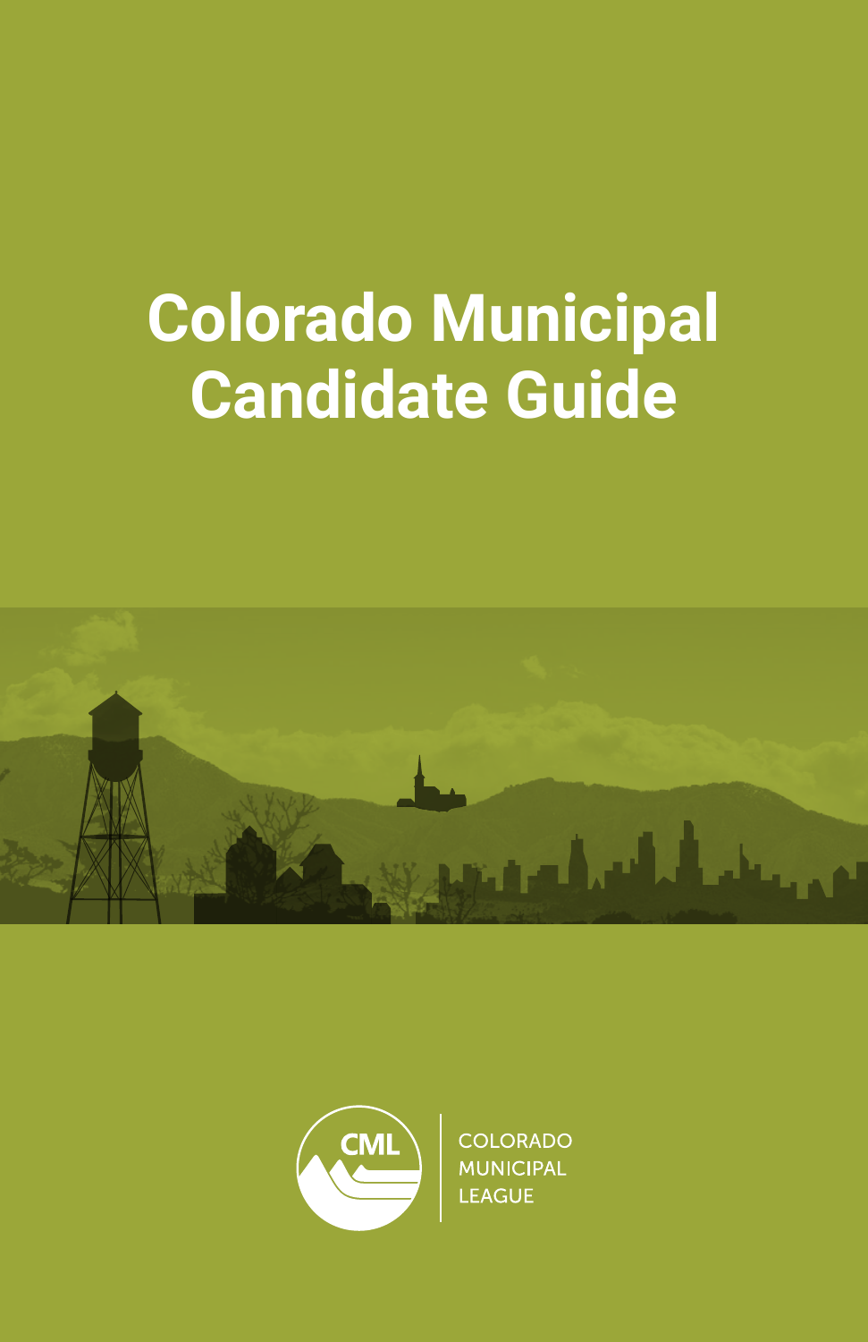# Colorado Municipal Candidate Guide

CML

COLORADO MUNICIPAL LEAGUE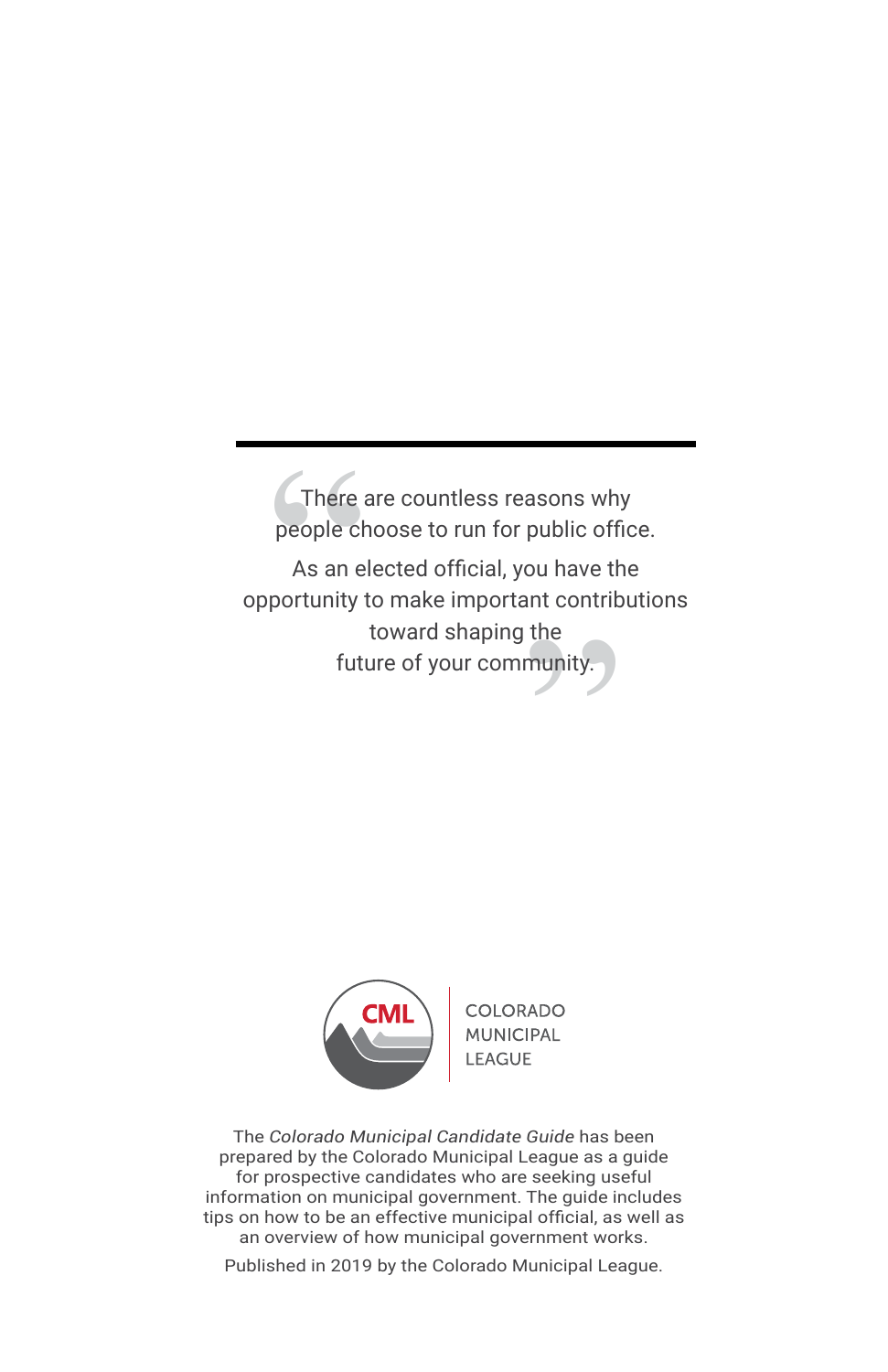> "There are countless reasons why people choose to run for public office. As an elected official, you have the opportunity to make important contributions toward shaping the future of your community."

COLORADO MUNICIPAL LEAGUE

The *Colorado Municipal Candidate Guide* has been prepared by the Colorado Municipal League as a guide for prospective candidates who are seeking useful information on municipal government. The guide includes tips on how to be an effective municipal official, as well as an overview of how municipal government works.

Published in 2019 by the Colorado Municipal League.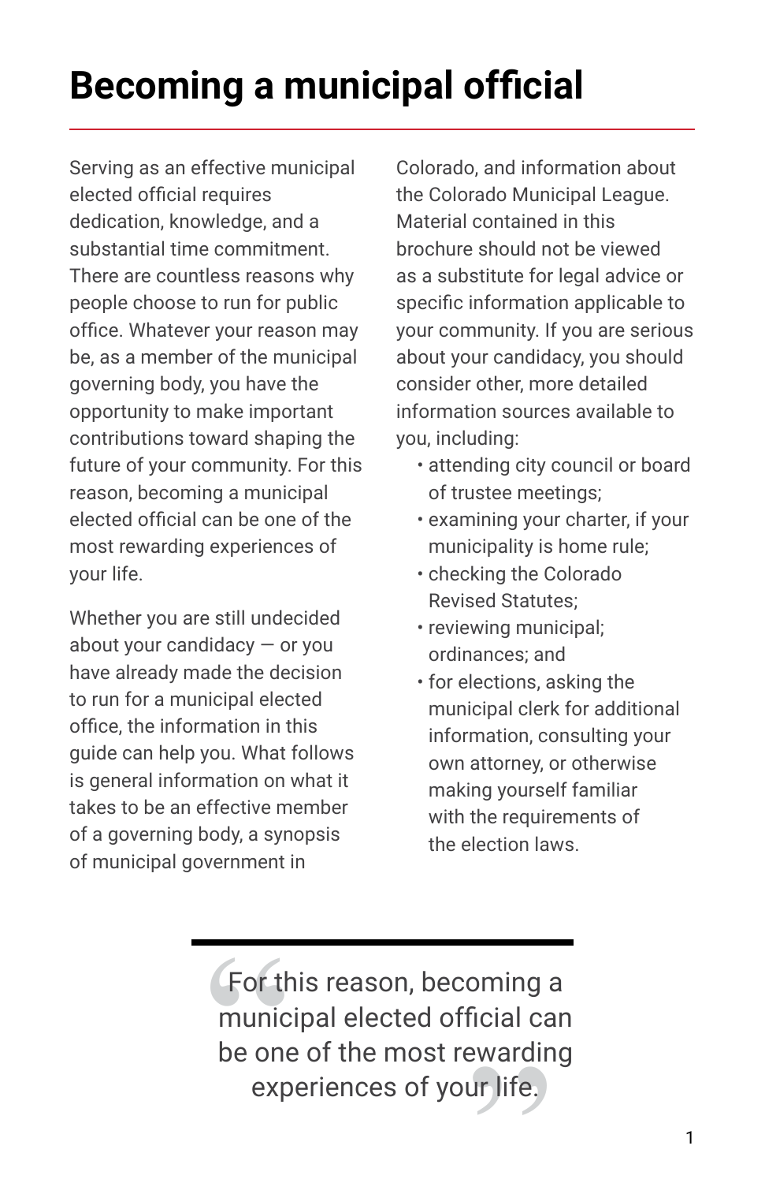# Becoming a municipal official

Serving as an effective municipal elected official requires dedication, knowledge, and a substantial time commitment. There are countless reasons why people choose to run for public office. Whatever your reason may be, as a member of the municipal governing body, you have the opportunity to make important contributions toward shaping the future of your community. For this reason, becoming a municipal elected official can be one of the most rewarding experiences of your life.

Whether you are still undecided about your candidacy — or you have already made the decision to run for a municipal elected office, the information in this guide can help you. What follows is general information on what it takes to be an effective member of a governing body, a synopsis of municipal government in Colorado, and information about the Colorado Municipal League. Material contained in this brochure should not be viewed as a substitute for legal advice or specific information applicable to your community. If you are serious about your candidacy, you should consider other, more detailed information sources available to you, including:

- attending city council or board of trustee meetings;
- examining your charter, if your municipality is home rule;
- checking the Colorado Revised Statutes;
- reviewing municipal; ordinances; and
- for elections, asking the municipal clerk for additional information, consulting your own attorney, or otherwise making yourself familiar with the requirements of the election laws.

> "For this reason, becoming a municipal elected official can be one of the most rewarding experiences of your life."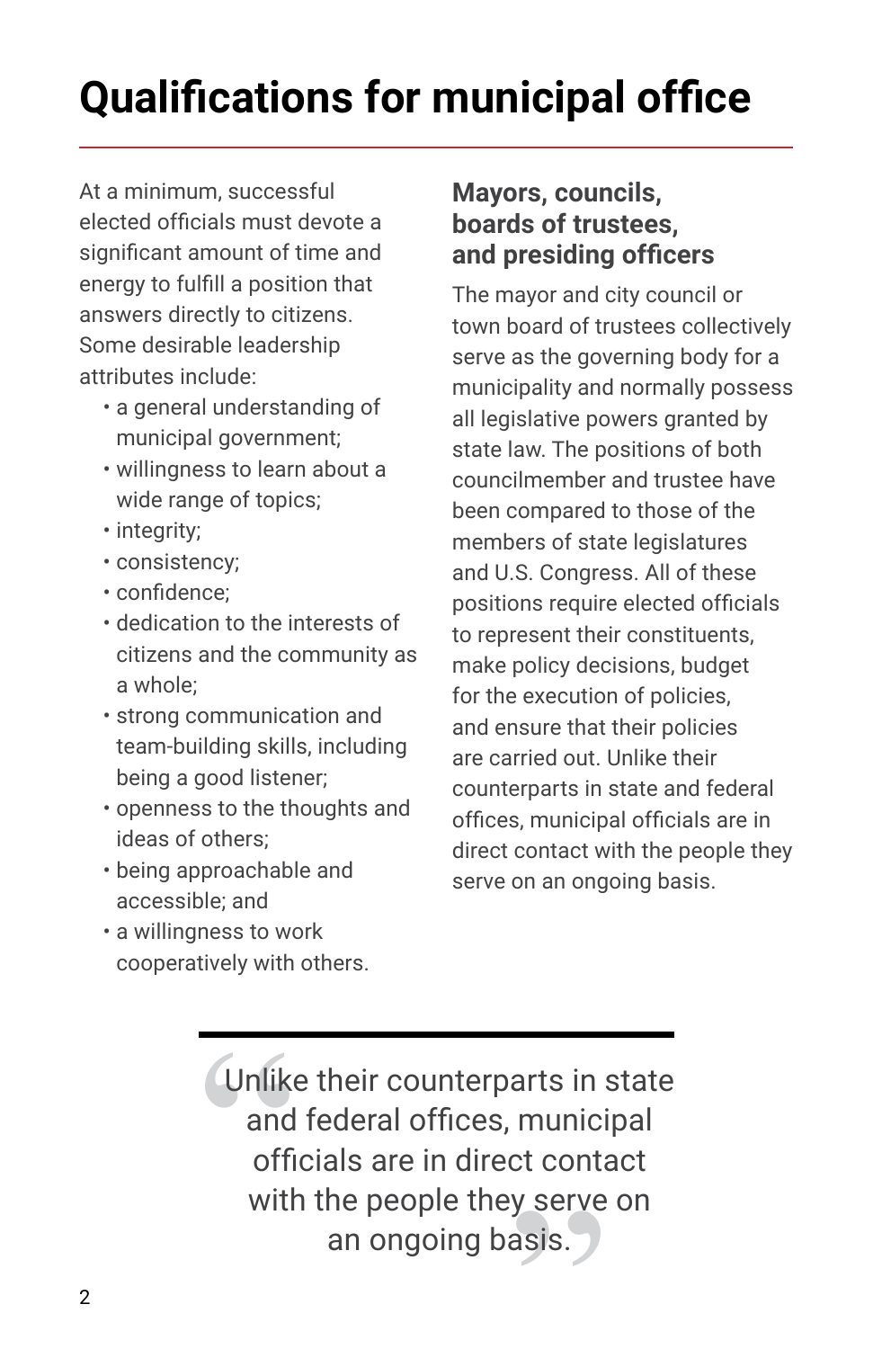# Qualifications for municipal office

At a minimum, successful elected officials must devote a significant amount of time and energy to fulfill a position that answers directly to citizens. Some desirable leadership attributes include:

- a general understanding of municipal government;
- willingness to learn about a wide range of topics;
- integrity;
- consistency;
- confidence;
- dedication to the interests of citizens and the community as a whole;
- strong communication and team-building skills, including being a good listener;
- openness to the thoughts and ideas of others;
- being approachable and accessible; and
- a willingness to work cooperatively with others.

## Mayors, councils, boards of trustees, and presiding officers

The mayor and city council or town board of trustees collectively serve as the governing body for a municipality and normally possess all legislative powers granted by state law. The positions of both councilmember and trustee have been compared to those of the members of state legislatures and U.S. Congress. All of these positions require elected officials to represent their constituents, make policy decisions, budget for the execution of policies, and ensure that their policies are carried out. Unlike their counterparts in state and federal offices, municipal officials are in direct contact with the people they serve on an ongoing basis.

> "Unlike their counterparts in state and federal offices, municipal officials are in direct contact with the people they serve on an ongoing basis."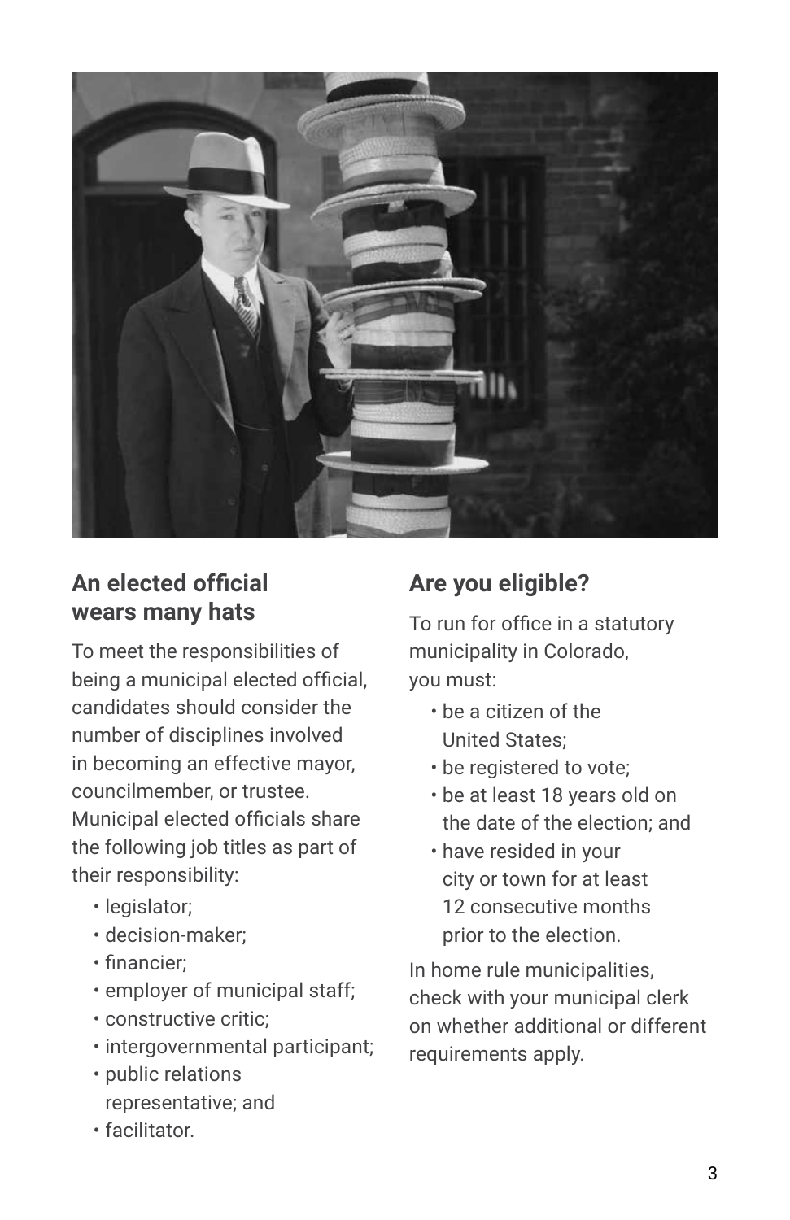## An elected official wears many hats

To meet the responsibilities of being a municipal elected official, candidates should consider the number of disciplines involved in becoming an effective mayor, councilmember, or trustee. Municipal elected officials share the following job titles as part of their responsibility:

- legislator;
- decision-maker;
- financier;
- employer of municipal staff;
- constructive critic;
- intergovernmental participant;
- public relations representative; and
- facilitator.

## Are you eligible?

To run for office in a statutory municipality in Colorado, you must:

- be a citizen of the United States;
- be registered to vote;
- be at least 18 years old on the date of the election; and
- have resided in your city or town for at least 12 consecutive months prior to the election.

In home rule municipalities, check with your municipal clerk on whether additional or different requirements apply.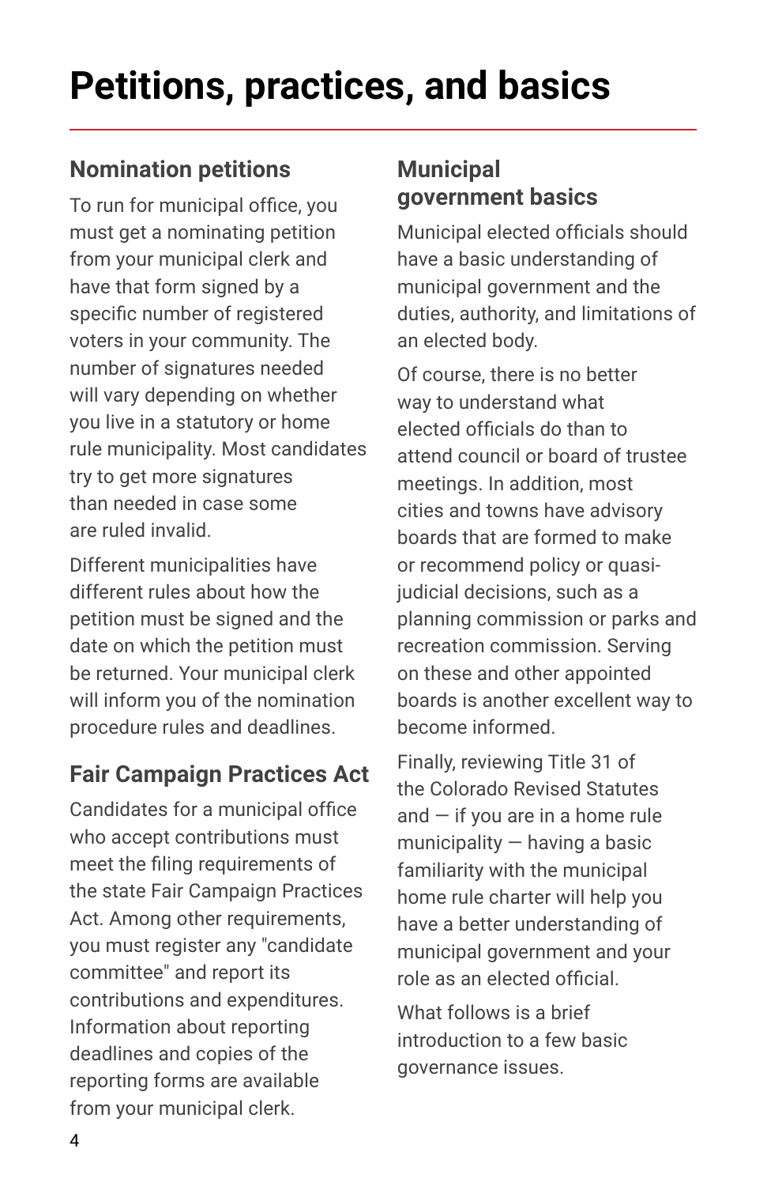# Petitions, practices, and basics

## Nomination petitions

To run for municipal office, you must get a nominating petition from your municipal clerk and have that form signed by a specific number of registered voters in your community. The number of signatures needed will vary depending on whether you live in a statutory or home rule municipality. Most candidates try to get more signatures than needed in case some are ruled invalid.

Different municipalities have different rules about how the petition must be signed and the date on which the petition must be returned. Your municipal clerk will inform you of the nomination procedure rules and deadlines.

## Fair Campaign Practices Act

Candidates for a municipal office who accept contributions must meet the filing requirements of the state Fair Campaign Practices Act. Among other requirements, you must register any "candidate committee" and report its contributions and expenditures. Information about reporting deadlines and copies of the reporting forms are available from your municipal clerk.

## Municipal government basics

Municipal elected officials should have a basic understanding of municipal government and the duties, authority, and limitations of an elected body.

Of course, there is no better way to understand what elected officials do than to attend council or board of trustee meetings. In addition, most cities and towns have advisory boards that are formed to make or recommend policy or quasi-judicial decisions, such as a planning commission or parks and recreation commission. Serving on these and other appointed boards is another excellent way to become informed.

Finally, reviewing Title 31 of the Colorado Revised Statutes and — if you are in a home rule municipality — having a basic familiarity with the municipal home rule charter will help you have a better understanding of municipal government and your role as an elected official.

What follows is a brief introduction to a few basic governance issues.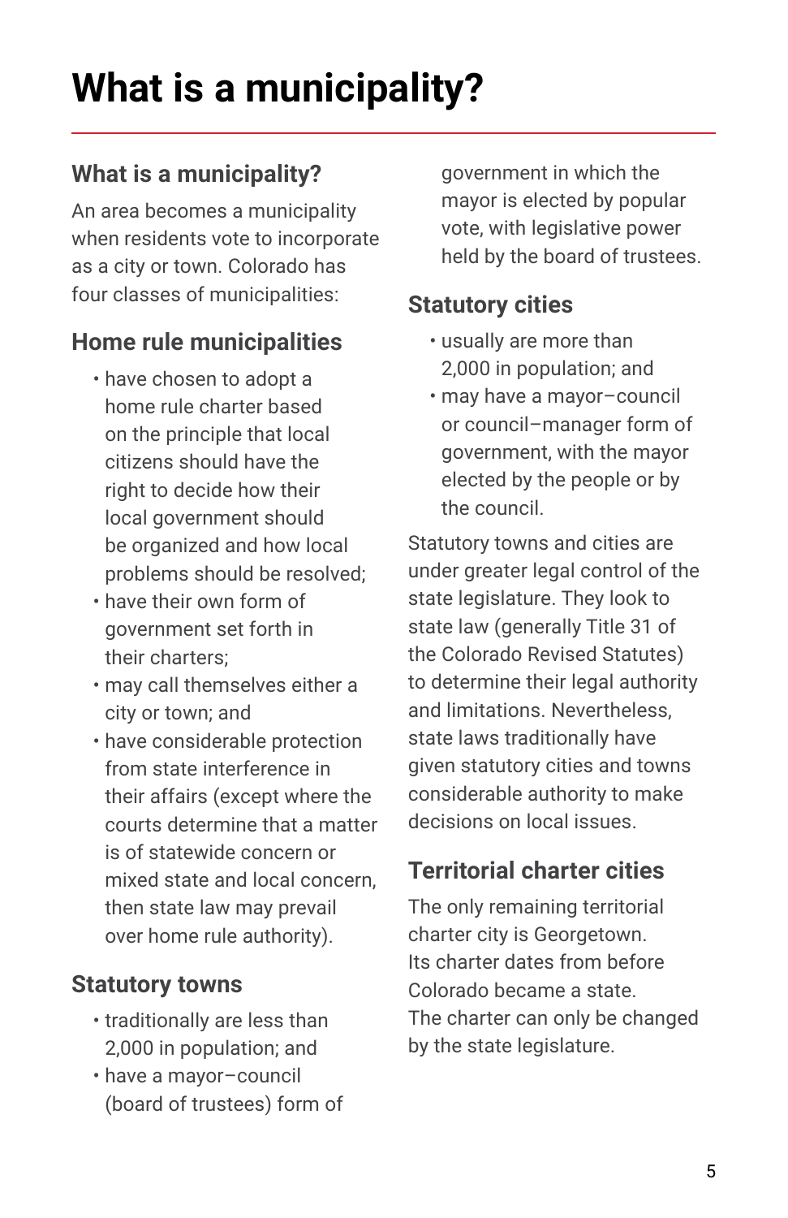# What is a municipality?

## What is a municipality?

An area becomes a municipality when residents vote to incorporate as a city or town. Colorado has four classes of municipalities:

## Home rule municipalities

- have chosen to adopt a home rule charter based on the principle that local citizens should have the right to decide how their local government should be organized and how local problems should be resolved;
- have their own form of government set forth in their charters;
- may call themselves either a city or town; and
- have considerable protection from state interference in their affairs (except where the courts determine that a matter is of statewide concern or mixed state and local concern, then state law may prevail over home rule authority).

## Statutory towns

- traditionally are less than 2,000 in population; and
- have a mayor–council (board of trustees) form of government in which the mayor is elected by popular vote, with legislative power held by the board of trustees.

## Statutory cities

- usually are more than 2,000 in population; and
- may have a mayor–council or council–manager form of government, with the mayor elected by the people or by the council.

Statutory towns and cities are under greater legal control of the state legislature. They look to state law (generally Title 31 of the Colorado Revised Statutes) to determine their legal authority and limitations. Nevertheless, state laws traditionally have given statutory cities and towns considerable authority to make decisions on local issues.

## Territorial charter cities

The only remaining territorial charter city is Georgetown. Its charter dates from before Colorado became a state. The charter can only be changed by the state legislature.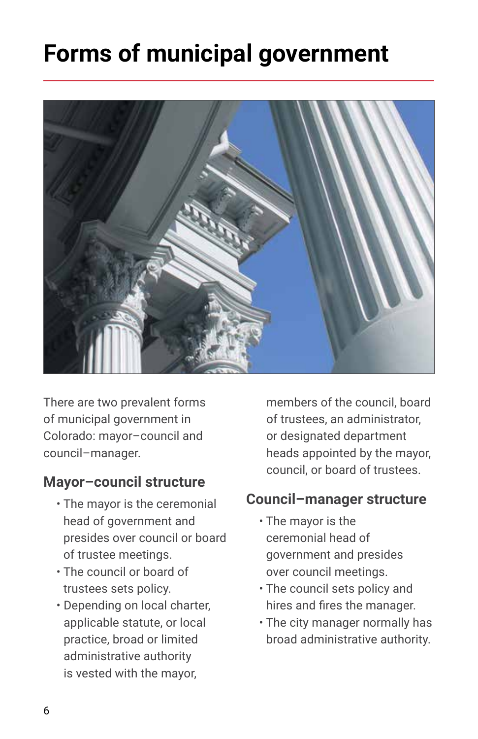# Forms of municipal government

There are two prevalent forms of municipal government in Colorado: mayor–council and council–manager.

## Mayor–council structure

- The mayor is the ceremonial head of government and presides over council or board of trustee meetings.
- The council or board of trustees sets policy.
- Depending on local charter, applicable statute, or local practice, broad or limited administrative authority is vested with the mayor, members of the council, board of trustees, an administrator, or designated department heads appointed by the mayor, council, or board of trustees.

## Council–manager structure

- The mayor is the ceremonial head of government and presides over council meetings.
- The council sets policy and hires and fires the manager.
- The city manager normally has broad administrative authority.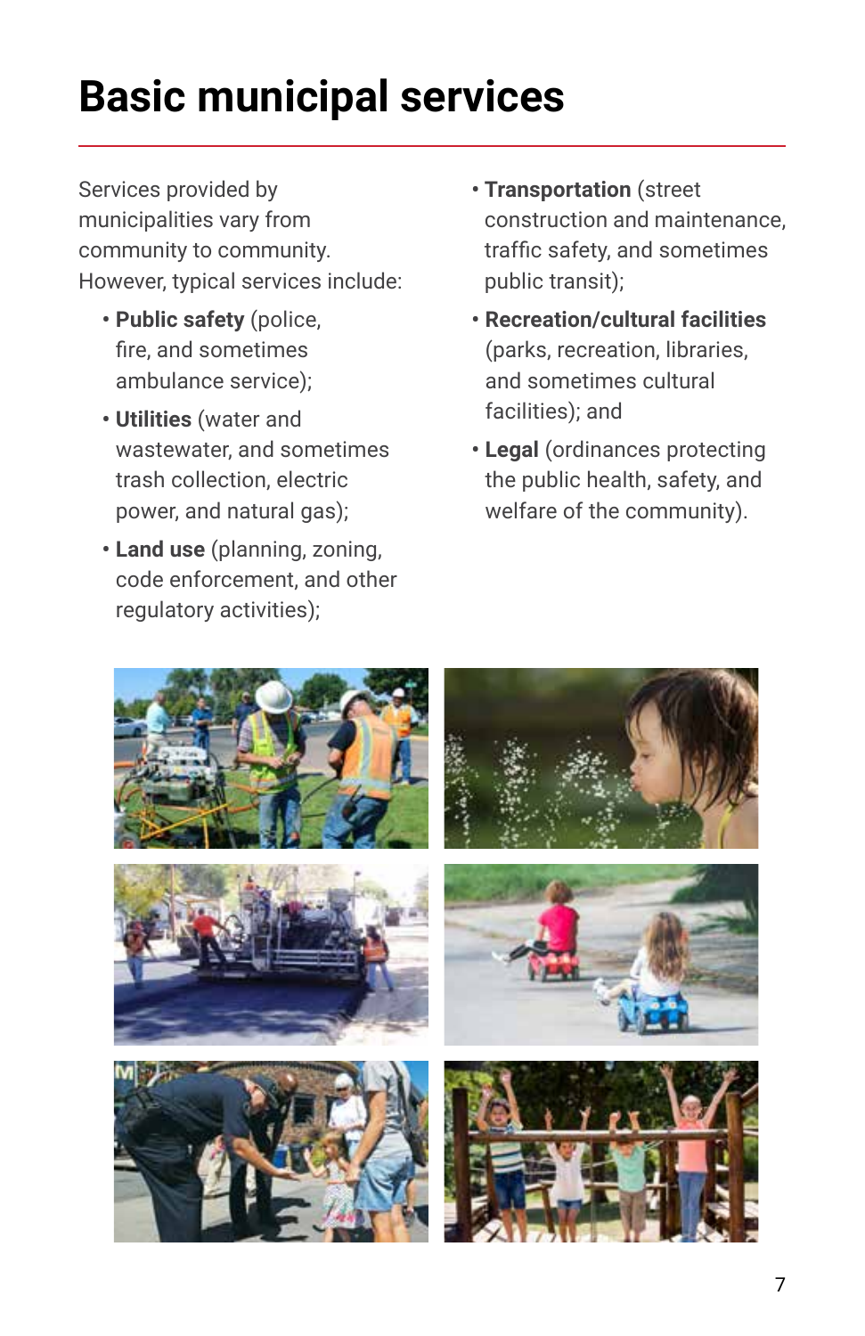# Basic municipal services

Services provided by municipalities vary from community to community. However, typical services include:

- **Public safety** (police, fire, and sometimes ambulance service);
- **Utilities** (water and wastewater, and sometimes trash collection, electric power, and natural gas);
- **Land use** (planning, zoning, code enforcement, and other regulatory activities);
- **Transportation** (street construction and maintenance, traffic safety, and sometimes public transit);
- **Recreation/cultural facilities** (parks, recreation, libraries, and sometimes cultural facilities); and
- **Legal** (ordinances protecting the public health, safety, and welfare of the community).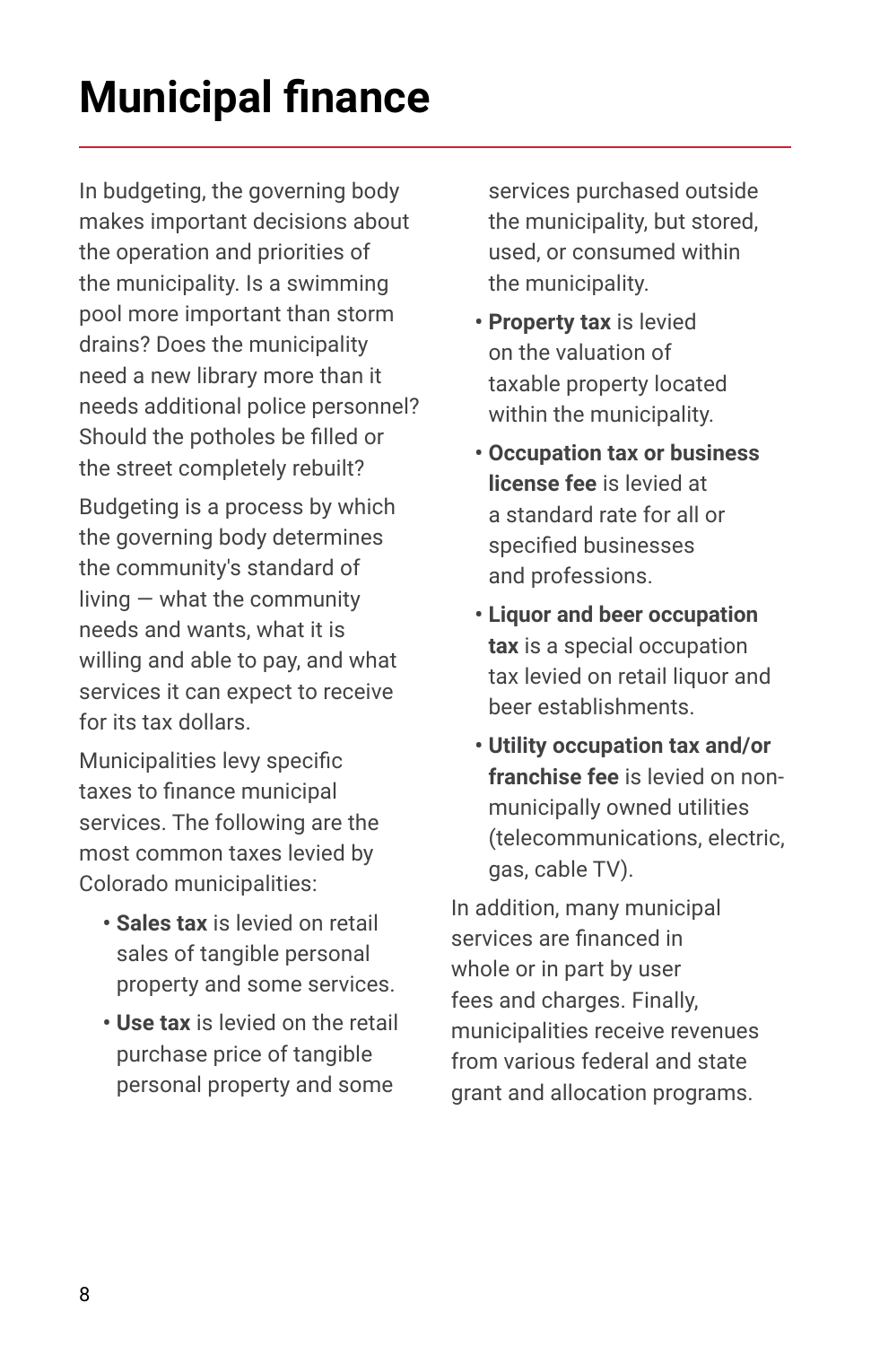# Municipal finance

In budgeting, the governing body makes important decisions about the operation and priorities of the municipality. Is a swimming pool more important than storm drains? Does the municipality need a new library more than it needs additional police personnel? Should the potholes be filled or the street completely rebuilt?

Budgeting is a process by which the governing body determines the community's standard of living — what the community needs and wants, what it is willing and able to pay, and what services it can expect to receive for its tax dollars.

Municipalities levy specific taxes to finance municipal services. The following are the most common taxes levied by Colorado municipalities:

- **Sales tax** is levied on retail sales of tangible personal property and some services.
- **Use tax** is levied on the retail purchase price of tangible personal property and some services purchased outside the municipality, but stored, used, or consumed within the municipality.
- **Property tax** is levied on the valuation of taxable property located within the municipality.
- **Occupation tax or business license fee** is levied at a standard rate for all or specified businesses and professions.
- **Liquor and beer occupation tax** is a special occupation tax levied on retail liquor and beer establishments.
- **Utility occupation tax and/or franchise fee** is levied on non-municipally owned utilities (telecommunications, electric, gas, cable TV).

In addition, many municipal services are financed in whole or in part by user fees and charges. Finally, municipalities receive revenues from various federal and state grant and allocation programs.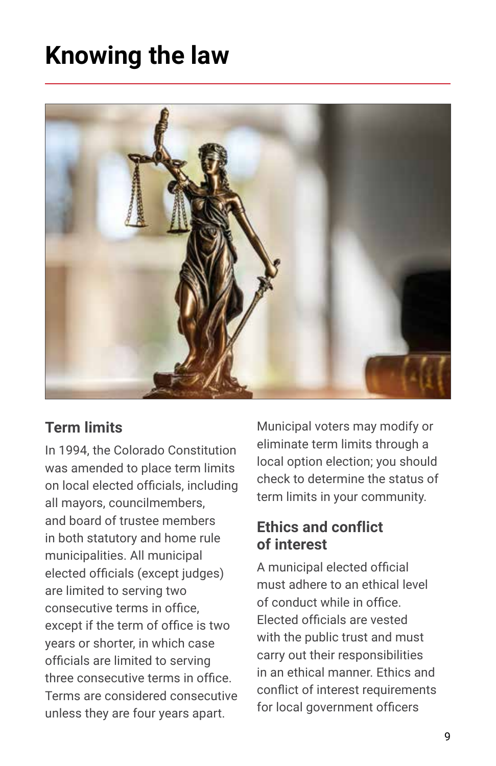# Knowing the law

## Term limits

In 1994, the Colorado Constitution was amended to place term limits on local elected officials, including all mayors, councilmembers, and board of trustee members in both statutory and home rule municipalities. All municipal elected officials (except judges) are limited to serving two consecutive terms in office, except if the term of office is two years or shorter, in which case officials are limited to serving three consecutive terms in office. Terms are considered consecutive unless they are four years apart.

Municipal voters may modify or eliminate term limits through a local option election; you should check to determine the status of term limits in your community.

## Ethics and conflict of interest

A municipal elected official must adhere to an ethical level of conduct while in office. Elected officials are vested with the public trust and must carry out their responsibilities in an ethical manner. Ethics and conflict of interest requirements for local government officers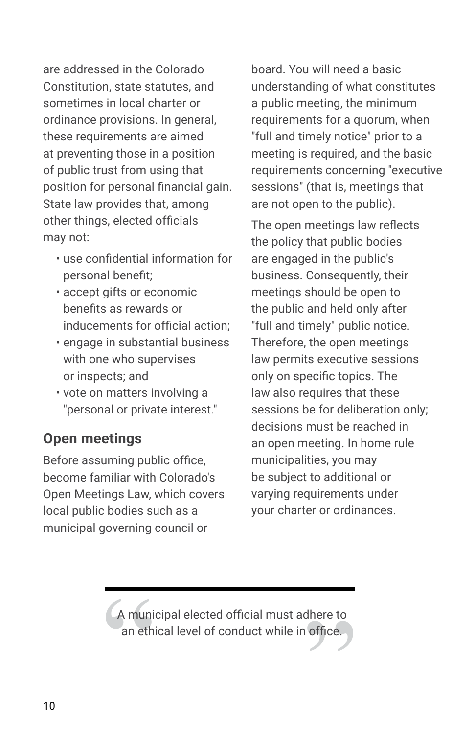are addressed in the Colorado Constitution, state statutes, and sometimes in local charter or ordinance provisions. In general, these requirements are aimed at preventing those in a position of public trust from using that position for personal financial gain. State law provides that, among other things, elected officials may not:

- use confidential information for personal benefit;
- accept gifts or economic benefits as rewards or inducements for official action;
- engage in substantial business with one who supervises or inspects; and
- vote on matters involving a "personal or private interest."

## Open meetings

Before assuming public office, become familiar with Colorado's Open Meetings Law, which covers local public bodies such as a municipal governing council or board. You will need a basic understanding of what constitutes a public meeting, the minimum requirements for a quorum, when "full and timely notice" prior to a meeting is required, and the basic requirements concerning "executive sessions" (that is, meetings that are not open to the public).

The open meetings law reflects the policy that public bodies are engaged in the public's business. Consequently, their meetings should be open to the public and held only after "full and timely" public notice. Therefore, the open meetings law permits executive sessions only on specific topics. The law also requires that these sessions be for deliberation only; decisions must be reached in an open meeting. In home rule municipalities, you may be subject to additional or varying requirements under your charter or ordinances.

> A municipal elected official must adhere to an ethical level of conduct while in office.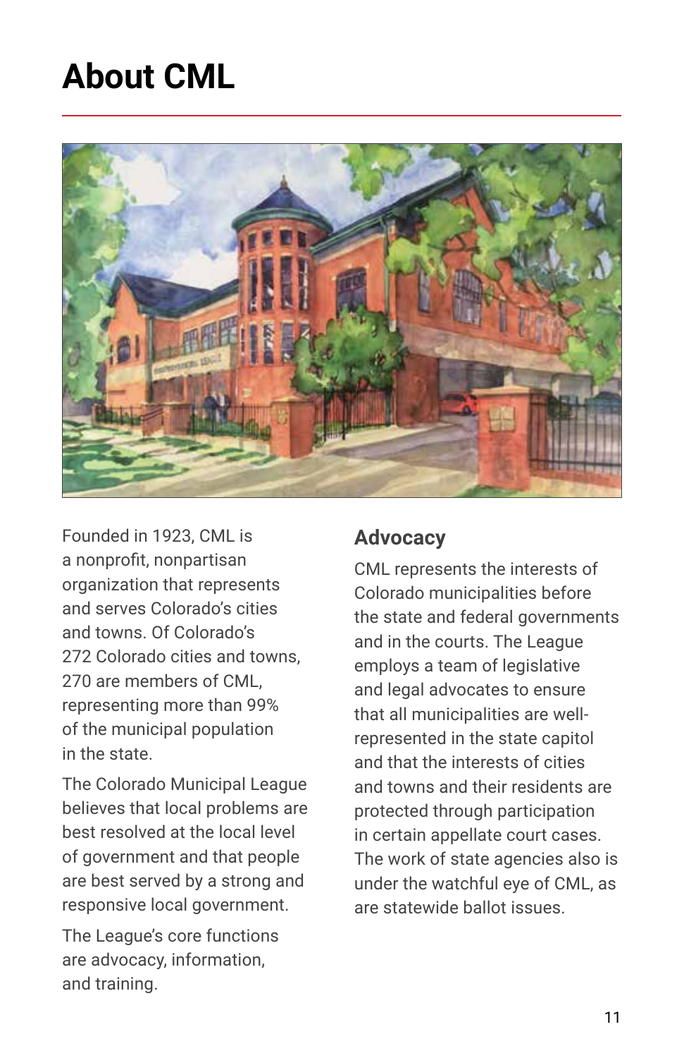# About CML

Founded in 1923, CML is a nonprofit, nonpartisan organization that represents and serves Colorado's cities and towns. Of Colorado's 272 Colorado cities and towns, 270 are members of CML, representing more than 99% of the municipal population in the state.

The Colorado Municipal League believes that local problems are best resolved at the local level of government and that people are best served by a strong and responsive local government.

The League's core functions are advocacy, information, and training.

## Advocacy

CML represents the interests of Colorado municipalities before the state and federal governments and in the courts. The League employs a team of legislative and legal advocates to ensure that all municipalities are well-represented in the state capitol and that the interests of cities and towns and their residents are protected through participation in certain appellate court cases. The work of state agencies also is under the watchful eye of CML, as are statewide ballot issues.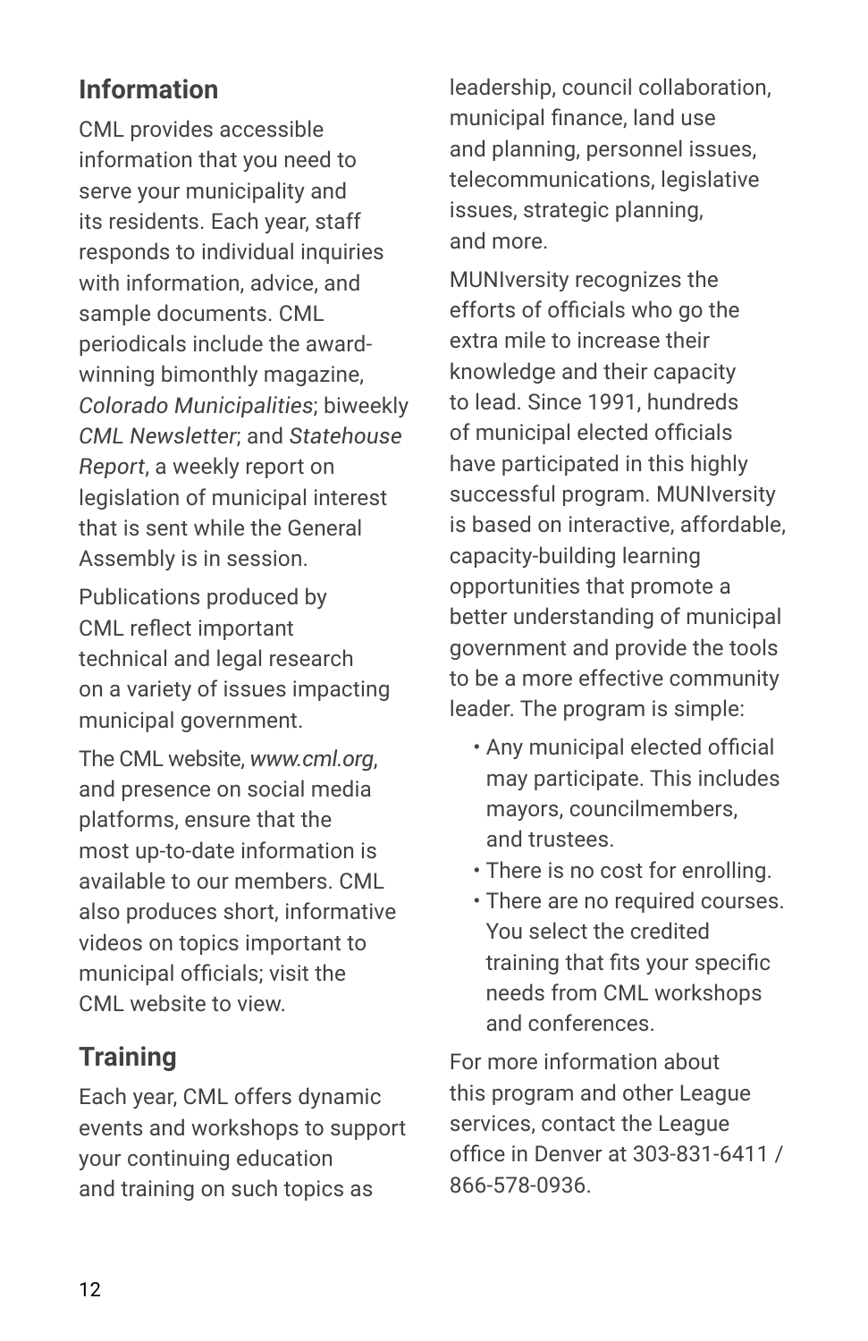## Information

CML provides accessible information that you need to serve your municipality and its residents. Each year, staff responds to individual inquiries with information, advice, and sample documents. CML periodicals include the award-winning bimonthly magazine, *Colorado Municipalities*; biweekly *CML Newsletter*; and *Statehouse Report*, a weekly report on legislation of municipal interest that is sent while the General Assembly is in session.

Publications produced by CML reflect important technical and legal research on a variety of issues impacting municipal government.

The CML website, *www.cml.org*, and presence on social media platforms, ensure that the most up-to-date information is available to our members. CML also produces short, informative videos on topics important to municipal officials; visit the CML website to view.

## Training

Each year, CML offers dynamic events and workshops to support your continuing education and training on such topics as leadership, council collaboration, municipal finance, land use and planning, personnel issues, telecommunications, legislative issues, strategic planning, and more.

MUNIversity recognizes the efforts of officials who go the extra mile to increase their knowledge and their capacity to lead. Since 1991, hundreds of municipal elected officials have participated in this highly successful program. MUNIversity is based on interactive, affordable, capacity-building learning opportunities that promote a better understanding of municipal government and provide the tools to be a more effective community leader. The program is simple:

- Any municipal elected official may participate. This includes mayors, councilmembers, and trustees.
- There is no cost for enrolling.
- There are no required courses. You select the credited training that fits your specific needs from CML workshops and conferences.

For more information about this program and other League services, contact the League office in Denver at 303-831-6411 / 866-578-0936.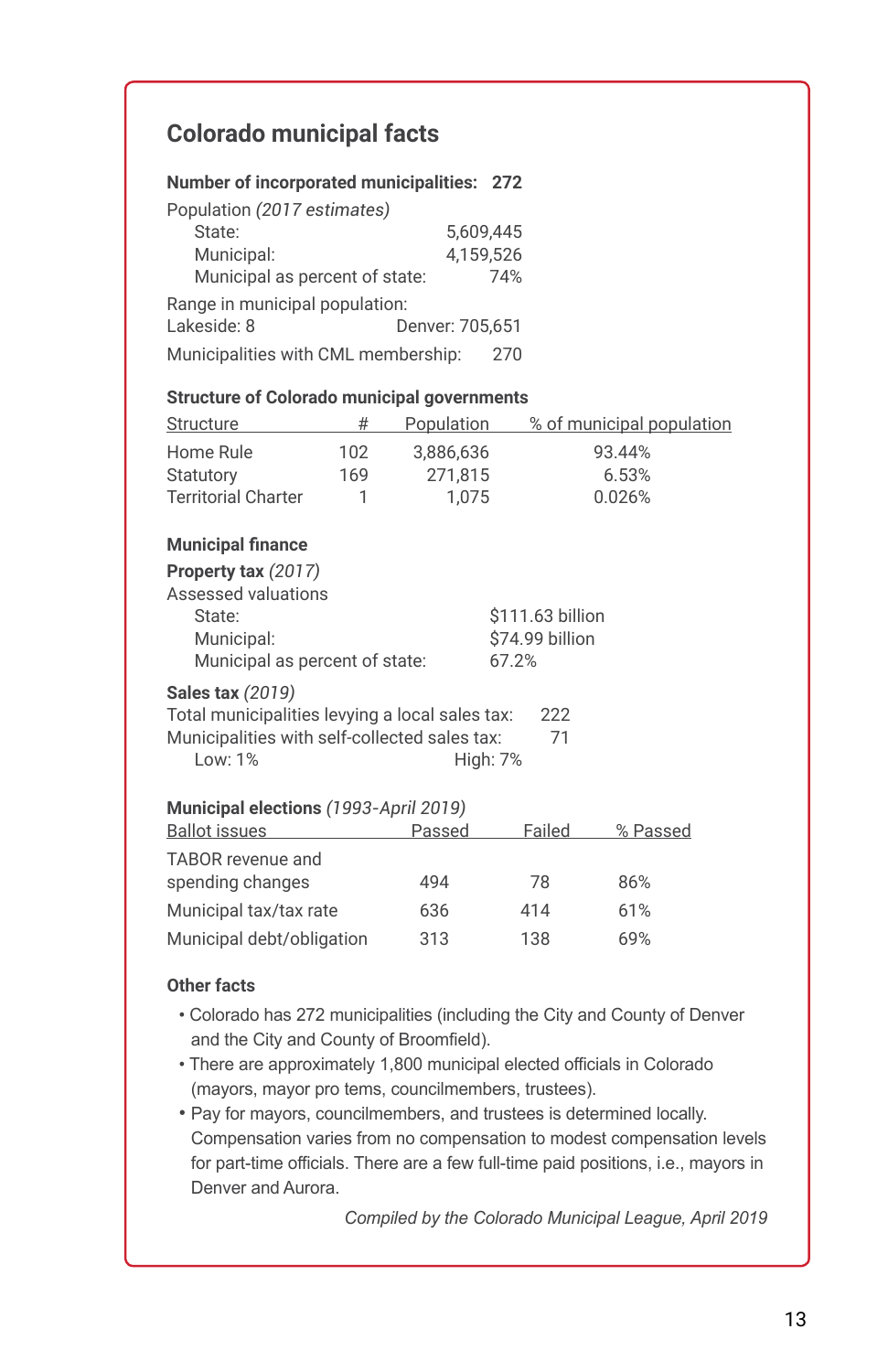## Colorado municipal facts

**Number of incorporated municipalities: 272**

Population *(2017 estimates)*

| | |
|---|---|
| State: | 5,609,445 |
| Municipal: | 4,159,526 |
| Municipal as percent of state: | 74% |

Range in municipal population:
Lakeside: 8 Denver: 705,651

Municipalities with CML membership: 270

### Structure of Colorado municipal governments

| Structure | # | Population | % of municipal population |
|---|---|---|---|
| Home Rule | 102 | 3,886,636 | 93.44% |
| Statutory | 169 | 271,815 | 6.53% |
| Territorial Charter | 1 | 1,075 | 0.026% |

### Municipal finance

**Property tax** *(2017)*

Assessed valuations

| | |
|---|---|
| State: | $111.63 billion |
| Municipal: | $74.99 billion |
| Municipal as percent of state: | 67.2% |

**Sales tax** *(2019)*

Total municipalities levying a local sales tax: 222
Municipalities with self-collected sales tax: 71
Low: 1% High: 7%

### Municipal elections *(1993-April 2019)*

| Ballot issues | Passed | Failed | % Passed |
|---|---|---|---|
| TABOR revenue and spending changes | 494 | 78 | 86% |
| Municipal tax/tax rate | 636 | 414 | 61% |
| Municipal debt/obligation | 313 | 138 | 69% |

### Other facts

- Colorado has 272 municipalities (including the City and County of Denver and the City and County of Broomfield).
- There are approximately 1,800 municipal elected officials in Colorado (mayors, mayor pro tems, councilmembers, trustees).
- Pay for mayors, councilmembers, and trustees is determined locally. Compensation varies from no compensation to modest compensation levels for part-time officials. There are a few full-time paid positions, i.e., mayors in Denver and Aurora.

*Compiled by the Colorado Municipal League, April 2019*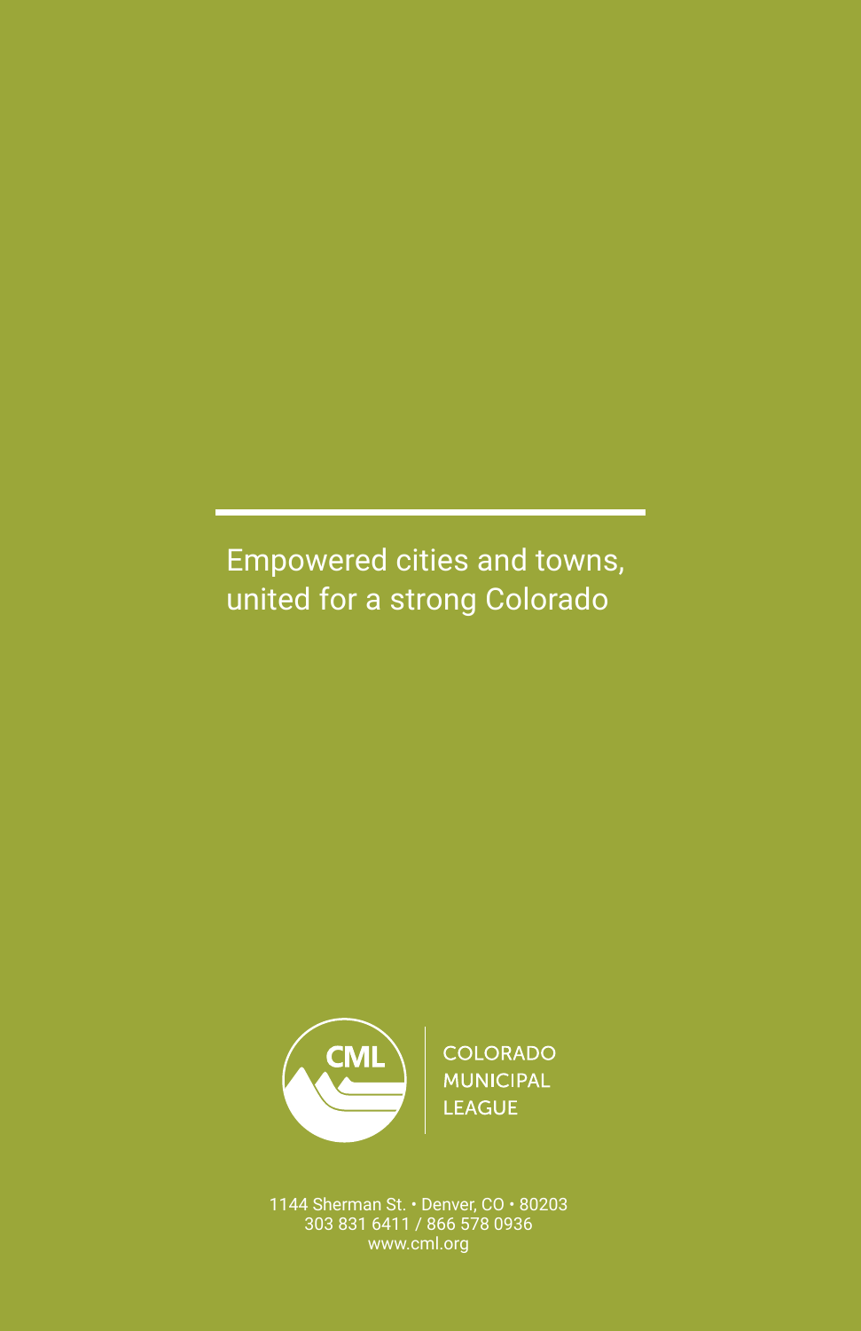Empowered cities and towns,
united for a strong Colorado

CML

COLORADO
MUNICIPAL
LEAGUE

1144 Sherman St. • Denver, CO • 80203
303 831 6411 / 866 578 0936
www.cml.org